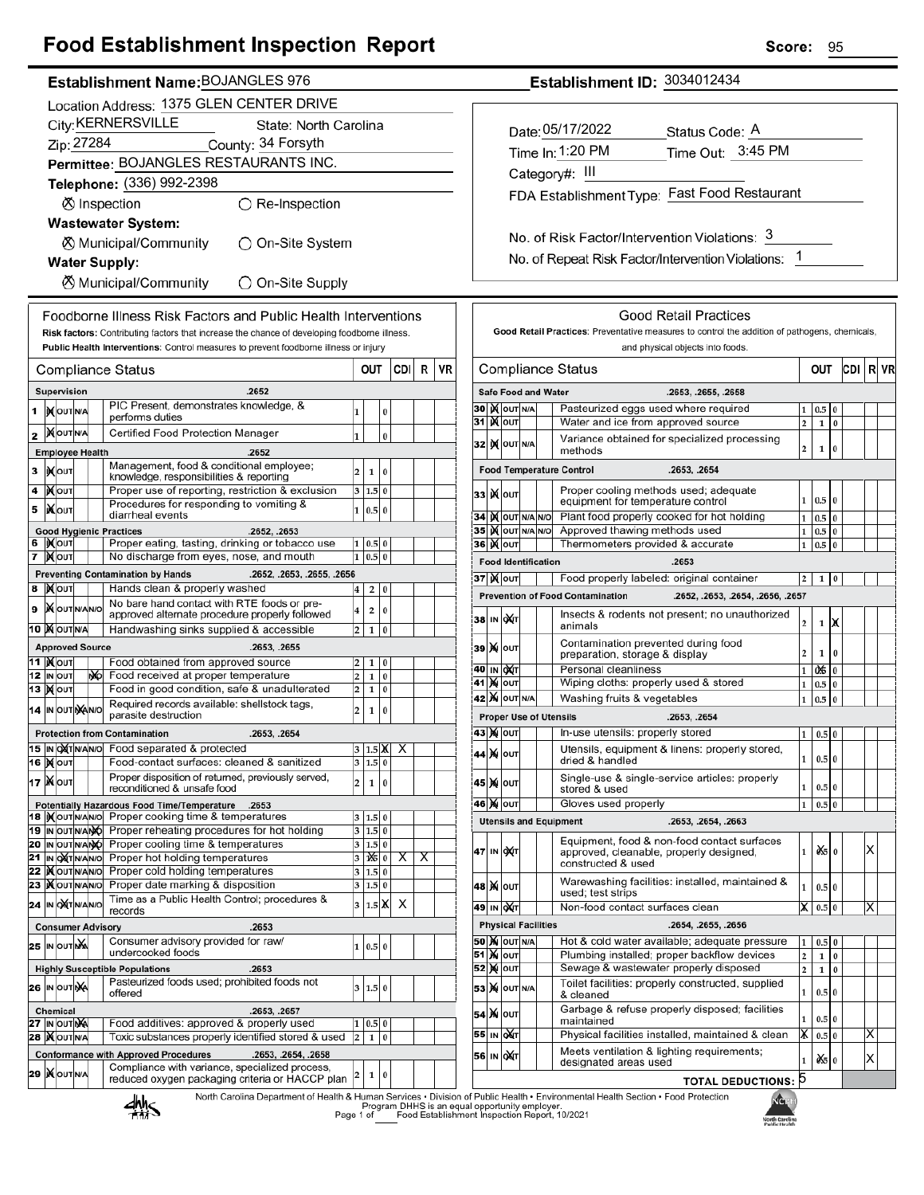# Food Establishment Inspection Report

**Score:** 95

**Establishment Name:** BOJANGLES 976

**Establishment ID:** 3034012434

Location Address: 1375 GLEN CENTER DRIVE
City: KERNERSVILLE State: North Carolina
Zip: 27284 County: 34 Forsyth
Permittee: BOJANGLES RESTAURANTS INC.
Telephone: (336) 992-2398

☒ Inspection ◯ Re-Inspection

**Wastewater System:**
☒ Municipal/Community ◯ On-Site System

**Water Supply:**
☒ Municipal/Community ◯ On-Site Supply

Date: 05/17/2022 Status Code: A
Time In: 1:20 PM Time Out: 3:45 PM
Category#: III
FDA Establishment Type: Fast Food Restaurant

No. of Risk Factor/Intervention Violations: 3
No. of Repeat Risk Factor/Intervention Violations: 1

## Foodborne Illness Risk Factors and Public Health Interventions

**Risk factors:** Contributing factors that increase the chance of developing foodborne illness.
**Public Health Interventions:** Control measures to prevent foodborne illness or injury

| # | Compliance Status | | OUT | | | CDI | R | VR |
|---|---|---|---|---|---|---|---|---|
| | **Supervision** .2652 | | | | | | | |
| 1 | IN | PIC Present, demonstrates knowledge, & performs duties | 1 | | 0 | | | |
| 2 | IN | Certified Food Protection Manager | 1 | | 0 | | | |
| | **Employee Health** .2652 | | | | | | | |
| 3 | IN | Management, food & conditional employee; knowledge, responsibilities & reporting | 2 | 1 | 0 | | | |
| 4 | IN | Proper use of reporting, restriction & exclusion | 3 | 1.5 | 0 | | | |
| 5 | IN | Procedures for responding to vomiting & diarrheal events | 1 | 0.5 | 0 | | | |
| | **Good Hygienic Practices** .2652, .2653 | | | | | | | |
| 6 | IN | Proper eating, tasting, drinking or tobacco use | 1 | 0.5 | 0 | | | |
| 7 | IN | No discharge from eyes, nose, and mouth | 1 | 0.5 | 0 | | | |
| | **Preventing Contamination by Hands** .2652, .2653, .2655, .2656 | | | | | | | |
| 8 | IN | Hands clean & properly washed | 4 | 2 | 0 | | | |
| 9 | IN | No bare hand contact with RTE foods or pre-approved alternate procedure properly followed | 4 | 2 | 0 | | | |
| 10 | IN | Handwashing sinks supplied & accessible | 2 | 1 | 0 | | | |
| | **Approved Source** .2653, .2655 | | | | | | | |
| 11 | IN | Food obtained from approved source | 2 | 1 | 0 | | | |
| 12 | N/O | Food received at proper temperature | 2 | 1 | 0 | | | |
| 13 | IN | Food in good condition, safe & unadulterated | 2 | 1 | 0 | | | |
| 14 | N/A | Required records available: shellstock tags, parasite destruction | 2 | 1 | 0 | | | |
| | **Protection from Contamination** .2653, .2654 | | | | | | | |
| 15 | OUT | Food separated & protected | 3 | 1.5 | X | X | | |
| 16 | IN | Food-contact surfaces: cleaned & sanitized | 3 | 1.5 | 0 | | | |
| 17 | IN | Proper disposition of returned, previously served, reconditioned & unsafe food | 2 | 1 | 0 | | | |
| | **Potentially Hazardous Food Time/Temperature** .2653 | | | | | | | |
| 18 | IN | Proper cooking time & temperatures | 3 | 1.5 | 0 | | | |
| 19 | N/O | Proper reheating procedures for hot holding | 3 | 1.5 | 0 | | | |
| 20 | N/O | Proper cooling time & temperatures | 3 | 1.5 | 0 | | | |
| 21 | OUT | Proper hot holding temperatures | 3 | X (1.5) | 0 | X | X | |
| 22 | IN | Proper cold holding temperatures | 3 | 1.5 | 0 | | | |
| 23 | IN | Proper date marking & disposition | 3 | 1.5 | 0 | | | |
| 24 | OUT | Time as a Public Health Control; procedures & records | 3 | 1.5 | X | X | | |
| | **Consumer Advisory** .2653 | | | | | | | |
| 25 | N/A | Consumer advisory provided for raw/ undercooked foods | 1 | 0.5 | 0 | | | |
| | **Highly Susceptible Populations** .2653 | | | | | | | |
| 26 | N/A | Pasteurized foods used; prohibited foods not offered | 3 | 1.5 | 0 | | | |
| | **Chemical** .2653, .2657 | | | | | | | |
| 27 | N/A | Food additives: approved & properly used | 1 | 0.5 | 0 | | | |
| 28 | IN | Toxic substances properly identified stored & used | 2 | 1 | 0 | | | |
| | **Conformance with Approved Procedures** .2653, .2654, .2658 | | | | | | | |
| 29 | IN | Compliance with variance, specialized process, reduced oxygen packaging criteria or HACCP plan | 2 | 1 | 0 | | | |

## Good Retail Practices

**Good Retail Practices:** Preventative measures to control the addition of pathogens, chemicals, and physical objects into foods.

| # | Compliance Status | | OUT | | | CDI | R | VR |
|---|---|---|---|---|---|---|---|---|
| | **Safe Food and Water** .2653, .2655, .2658 | | | | | | | |
| 30 | IN | Pasteurized eggs used where required | 1 | 0.5 | 0 | | | |
| 31 | IN | Water and ice from approved source | 2 | 1 | 0 | | | |
| 32 | IN | Variance obtained for specialized processing methods | 2 | 1 | 0 | | | |
| | **Food Temperature Control** .2653, .2654 | | | | | | | |
| 33 | IN | Proper cooling methods used; adequate equipment for temperature control | 1 | 0.5 | 0 | | | |
| 34 | IN | Plant food properly cooked for hot holding | 1 | 0.5 | 0 | | | |
| 35 | IN | Approved thawing methods used | 1 | 0.5 | 0 | | | |
| 36 | IN | Thermometers provided & accurate | 1 | 0.5 | 0 | | | |
| | **Food Identification** .2653 | | | | | | | |
| 37 | IN | Food properly labeled: original container | 2 | 1 | 0 | | | |
| | **Prevention of Food Contamination** .2652, .2653, .2654, .2656, .2657 | | | | | | | |
| 38 | OUT | Insects & rodents not present; no unauthorized animals | 2 | 1 | X | | | |
| 39 | IN | Contamination prevented during food preparation, storage & display | 2 | 1 | 0 | | | |
| 40 | OUT | Personal cleanliness | 1 | X (0.5) | 0 | | | |
| 41 | IN | Wiping cloths: properly used & stored | 1 | 0.5 | 0 | | | |
| 42 | IN | Washing fruits & vegetables | 1 | 0.5 | 0 | | | |
| | **Proper Use of Utensils** .2653, .2654 | | | | | | | |
| 43 | IN | In-use utensils: properly stored | 1 | 0.5 | 0 | | | |
| 44 | IN | Utensils, equipment & linens: properly stored, dried & handled | 1 | 0.5 | 0 | | | |
| 45 | IN | Single-use & single-service articles: properly stored & used | 1 | 0.5 | 0 | | | |
| 46 | IN | Gloves used properly | 1 | 0.5 | 0 | | | |
| | **Utensils and Equipment** .2653, .2654, .2663 | | | | | | | |
| 47 | OUT | Equipment, food & non-food contact surfaces approved, cleanable, properly designed, constructed & used | 1 | X (0.5) | 0 | | | X |
| 48 | IN | Warewashing facilities: installed, maintained & used; test strips | 1 | 0.5 | 0 | | | |
| 49 | OUT | Non-food contact surfaces clean | X (1) | 0.5 | 0 | | | X |
| | **Physical Facilities** .2654, .2655, .2656 | | | | | | | |
| 50 | IN | Hot & cold water available; adequate pressure | 1 | 0.5 | 0 | | | |
| 51 | IN | Plumbing installed; proper backflow devices | 2 | 1 | 0 | | | |
| 52 | IN | Sewage & wastewater properly disposed | 2 | 1 | 0 | | | |
| 53 | IN | Toilet facilities: properly constructed, supplied & cleaned | 1 | 0.5 | 0 | | | |
| 54 | IN | Garbage & refuse properly disposed; facilities maintained | 1 | 0.5 | 0 | | | |
| 55 | OUT | Physical facilities installed, maintained & clean | X (1) | 0.5 | 0 | | | X |
| 56 | OUT | Meets ventilation & lighting requirements; designated areas used | 1 | X (0.5) | 0 | | | X |
| | | **TOTAL DEDUCTIONS:** 5 | | | | | | |

North Carolina Department of Health & Human Services • Division of Public Health • Environmental Health Section • Food Protection Program DHHS is an equal opportunity employer.
Food Establishment Inspection Report, 10/2021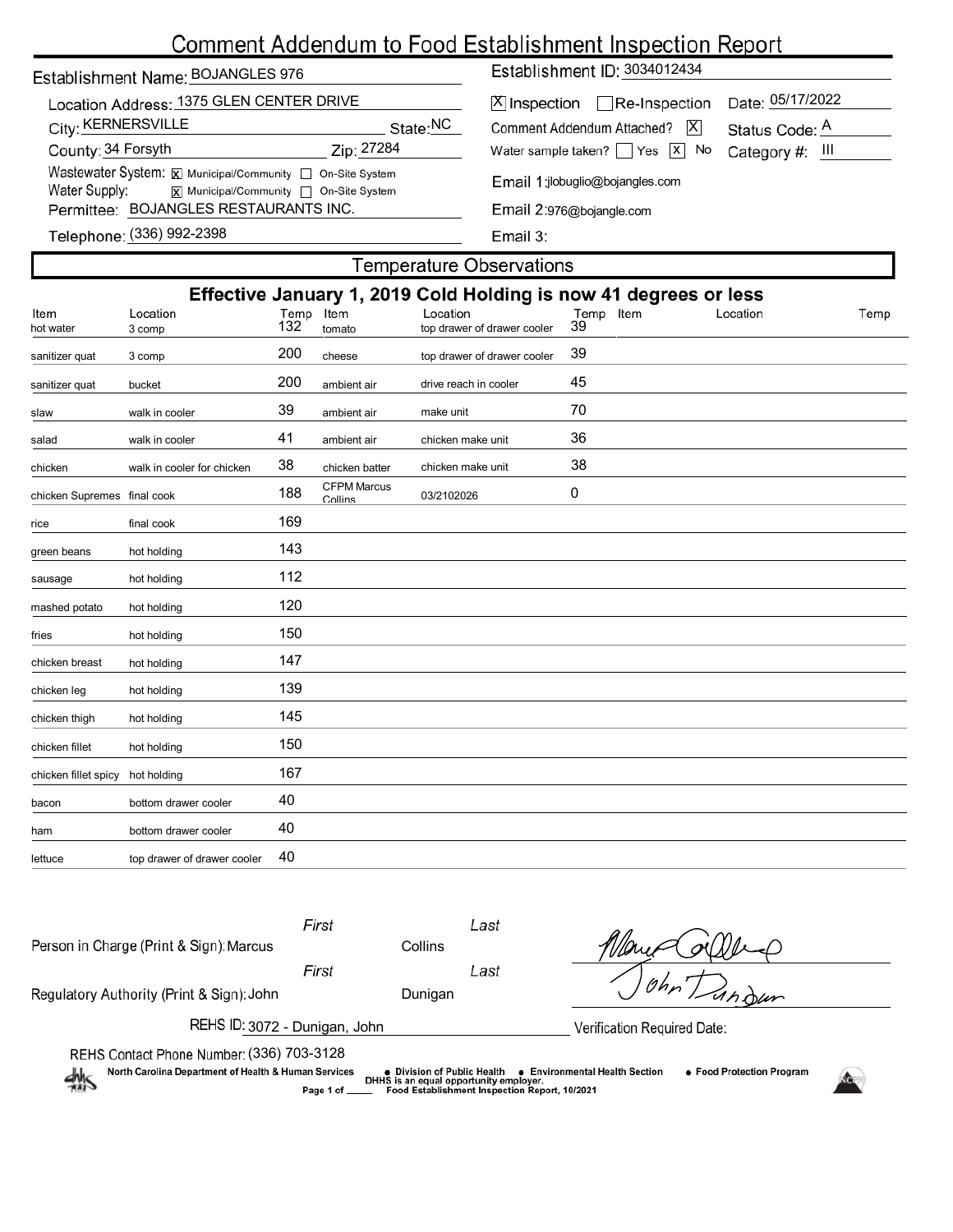# Comment Addendum to Food Establishment Inspection Report

Establishment Name: BOJANGLES 976

Establishment ID: 3034012434

Location Address: 1375 GLEN CENTER DRIVE

City: KERNERSVILLE State: NC

County: 34 Forsyth Zip: 27284

Wastewater System: [X] Municipal/Community [ ] On-Site System

Water Supply: [X] Municipal/Community [ ] On-Site System

Permittee: BOJANGLES RESTAURANTS INC.

Telephone: (336) 992-2398

[X] Inspection [ ] Re-Inspection Date: 05/17/2022

Comment Addendum Attached? [X] Status Code: A

Water sample taken? [ ] Yes [X] No Category #: III

Email 1: jlobuglio@bojangles.com

Email 2: 976@bojangle.com

Email 3:

## Temperature Observations

### Effective January 1, 2019 Cold Holding is now 41 degrees or less

| Item | Location | Temp | Item | Location | Temp | Item | Location | Temp |
|---|---|---|---|---|---|---|---|---|
| hot water | 3 comp | 132 | tomato | top drawer of drawer cooler | 39 | | | |
| sanitizer quat | 3 comp | 200 | cheese | top drawer of drawer cooler | 39 | | | |
| sanitizer quat | bucket | 200 | ambient air | drive reach in cooler | 45 | | | |
| slaw | walk in cooler | 39 | ambient air | make unit | 70 | | | |
| salad | walk in cooler | 41 | ambient air | chicken make unit | 36 | | | |
| chicken | walk in cooler for chicken | 38 | chicken batter | chicken make unit | 38 | | | |
| chicken Supremes | final cook | 188 | CFPM Marcus Collins | 03/2102026 | 0 | | | |
| rice | final cook | 169 | | | | | | |
| green beans | hot holding | 143 | | | | | | |
| sausage | hot holding | 112 | | | | | | |
| mashed potato | hot holding | 120 | | | | | | |
| fries | hot holding | 150 | | | | | | |
| chicken breast | hot holding | 147 | | | | | | |
| chicken leg | hot holding | 139 | | | | | | |
| chicken thigh | hot holding | 145 | | | | | | |
| chicken fillet | hot holding | 150 | | | | | | |
| chicken fillet spicy | hot holding | 167 | | | | | | |
| bacon | bottom drawer cooler | 40 | | | | | | |
| ham | bottom drawer cooler | 40 | | | | | | |
| lettuce | top drawer of drawer cooler | 40 | | | | | | |

Person in Charge (Print & Sign): First Marcus Last Collins

Regulatory Authority (Print & Sign): First John Last Dunigan

REHS ID: 3072 - Dunigan, John

Verification Required Date:

REHS Contact Phone Number: (336) 703-3128

North Carolina Department of Health & Human Services • Division of Public Health • Environmental Health Section • Food Protection Program

DHHS is an equal opportunity employer.

Food Establishment Inspection Report, 10/2021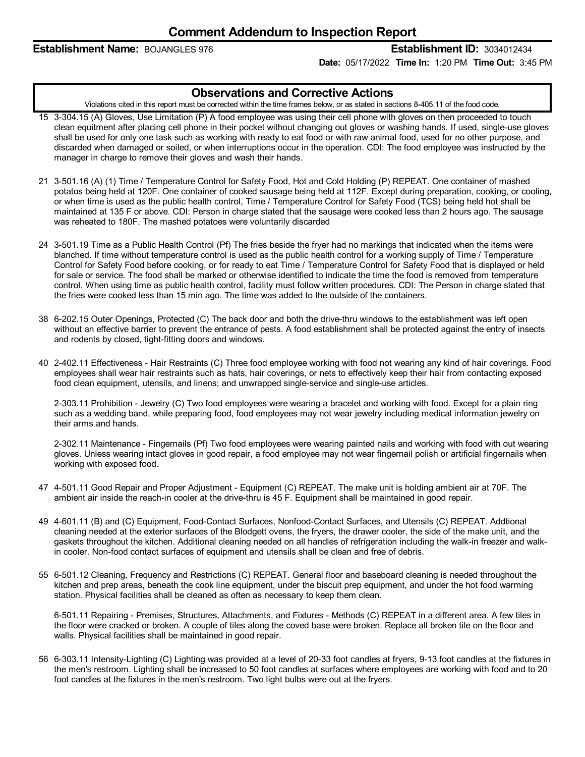# Comment Addendum to Inspection Report

**Establishment Name:** BOJANGLES 976 **Establishment ID:** 3034012434

**Date:** 05/17/2022 **Time In:** 1:20 PM **Time Out:** 3:45 PM

## Observations and Corrective Actions

Violations cited in this report must be corrected within the time frames below, or as stated in sections 8-405.11 of the food code.

15 3-304.15 (A) Gloves, Use Limitation (P) A food employee was using their cell phone with gloves on then proceeded to touch clean equitment after placing cell phone in their pocket without changing out gloves or washing hands. If used, single-use gloves shall be used for only one task such as working with ready to eat food or with raw animal food, used for no other purpose, and discarded when damaged or soiled, or when interruptions occur in the operation. CDI: The food employee was instructed by the manager in charge to remove their gloves and wash their hands.

21 3-501.16 (A) (1) Time / Temperature Control for Safety Food, Hot and Cold Holding (P) REPEAT. One container of mashed potatos being held at 120F. One container of cooked sausage being held at 112F. Except during preparation, cooking, or cooling, or when time is used as the public health control, Time / Temperature Control for Safety Food (TCS) being held hot shall be maintained at 135 F or above. CDI: Person in charge stated that the sausage were cooked less than 2 hours ago. The sausage was reheated to 180F. The mashed potatoes were voluntarily discarded

24 3-501.19 Time as a Public Health Control (Pf) The fries beside the fryer had no markings that indicated when the items were blanched. If time without temperature control is used as the public health control for a working supply of Time / Temperature Control for Safety Food before cooking, or for ready to eat Time / Temperature Control for Safety Food that is displayed or held for sale or service. The food shall be marked or otherwise identified to indicate the time the food is removed from temperature control. When using time as public health control, facility must follow written procedures. CDI: The Person in charge stated that the fries were cooked less than 15 min ago. The time was added to the outside of the containers.

38 6-202.15 Outer Openings, Protected (C) The back door and both the drive-thru windows to the establishment was left open without an effective barrier to prevent the entrance of pests. A food establishment shall be protected against the entry of insects and rodents by closed, tight-fitting doors and windows.

40 2-402.11 Effectiveness - Hair Restraints (C) Three food employee working with food not wearing any kind of hair coverings. Food employees shall wear hair restraints such as hats, hair coverings, or nets to effectively keep their hair from contacting exposed food clean equipment, utensils, and linens; and unwrapped single-service and single-use articles.

2-303.11 Prohibition - Jewelry (C) Two food employees were wearing a bracelet and working with food. Except for a plain ring such as a wedding band, while preparing food, food employees may not wear jewelry including medical information jewelry on their arms and hands.

2-302.11 Maintenance - Fingernails (Pf) Two food employees were wearing painted nails and working with food with out wearing gloves. Unless wearing intact gloves in good repair, a food employee may not wear fingernail polish or artificial fingernails when working with exposed food.

47 4-501.11 Good Repair and Proper Adjustment - Equipment (C) REPEAT. The make unit is holding ambient air at 70F. The ambient air inside the reach-in cooler at the drive-thru is 45 F. Equipment shall be maintained in good repair.

49 4-601.11 (B) and (C) Equipment, Food-Contact Surfaces, Nonfood-Contact Surfaces, and Utensils (C) REPEAT. Addtional cleaning needed at the exterior surfaces of the Blodgett ovens, the fryers, the drawer cooler, the side of the make unit, and the gaskets throughout the kitchen. Additional cleaning needed on all handles of refrigeration including the walk-in freezer and walk-in cooler. Non-food contact surfaces of equipment and utensils shall be clean and free of debris.

55 6-501.12 Cleaning, Frequency and Restrictions (C) REPEAT. General floor and baseboard cleaning is needed throughout the kitchen and prep areas, beneath the cook line equipment, under the biscuit prep equipment, and under the hot food warming station. Physical facilities shall be cleaned as often as necessary to keep them clean.

6-501.11 Repairing - Premises, Structures, Attachments, and Fixtures - Methods (C) REPEAT in a different area. A few tiles in the floor were cracked or broken. A couple of tiles along the coved base were broken. Replace all broken tile on the floor and walls. Physical facilities shall be maintained in good repair.

56 6-303.11 Intensity-Lighting (C) Lighting was provided at a level of 20-33 foot candles at fryers, 9-13 foot candles at the fixtures in the men's restroom. Lighting shall be increased to 50 foot candles at surfaces where employees are working with food and to 20 foot candles at the fixtures in the men's restroom. Two light bulbs were out at the fryers.